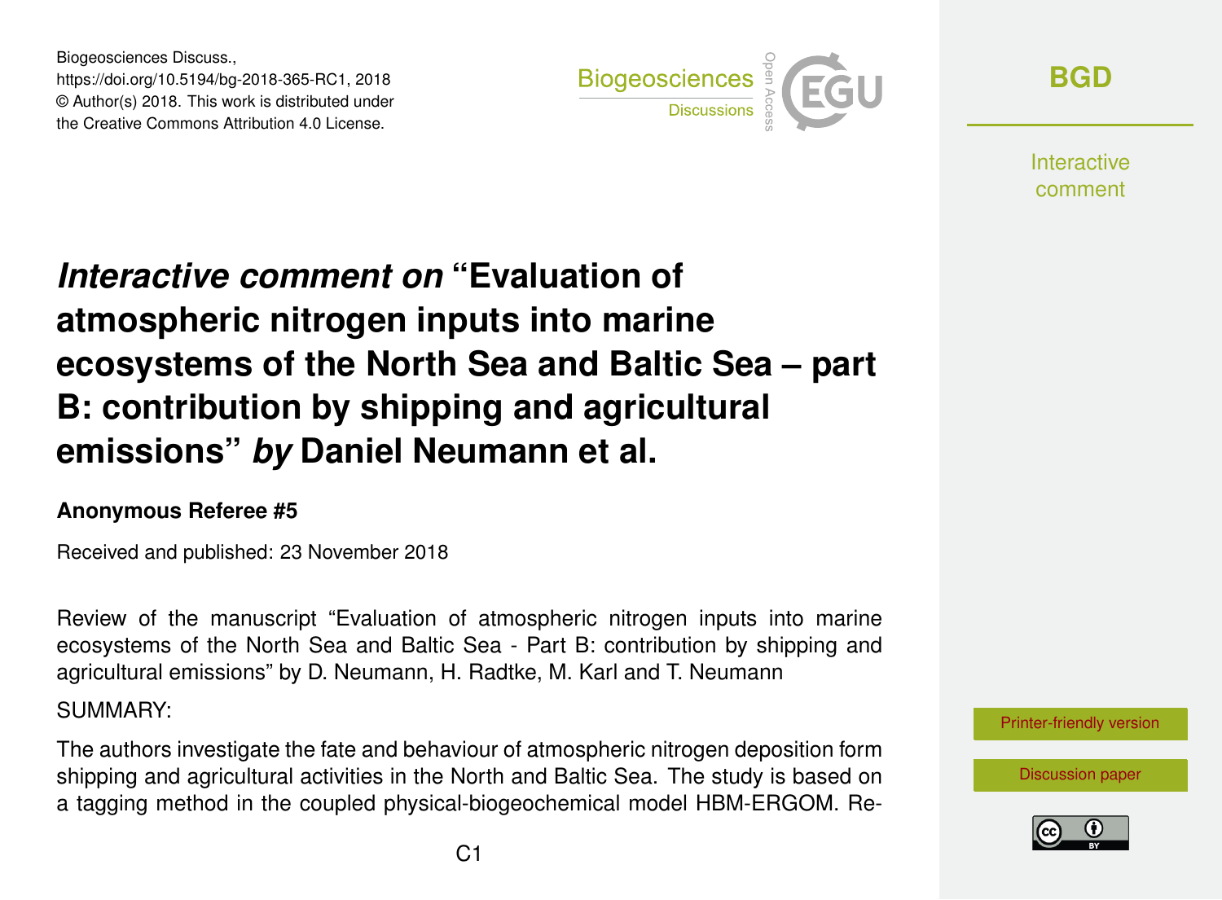# *Interactive comment on* "Evaluation of atmospheric nitrogen inputs into marine ecosystems of the North Sea and Baltic Sea – part B: contribution by shipping and agricultural emissions" *by* Daniel Neumann et al.

**Anonymous Referee #5**

Received and published: 23 November 2018

Review of the manuscript "Evaluation of atmospheric nitrogen inputs into marine ecosystems of the North Sea and Baltic Sea - Part B: contribution by shipping and agricultural emissions" by D. Neumann, H. Radtke, M. Karl and T. Neumann

SUMMARY:

The authors investigate the fate and behaviour of atmospheric nitrogen deposition form shipping and agricultural activities in the North and Baltic Sea. The study is based on a tagging method in the coupled physical-biogeochemical model HBM-ERGOM. Re-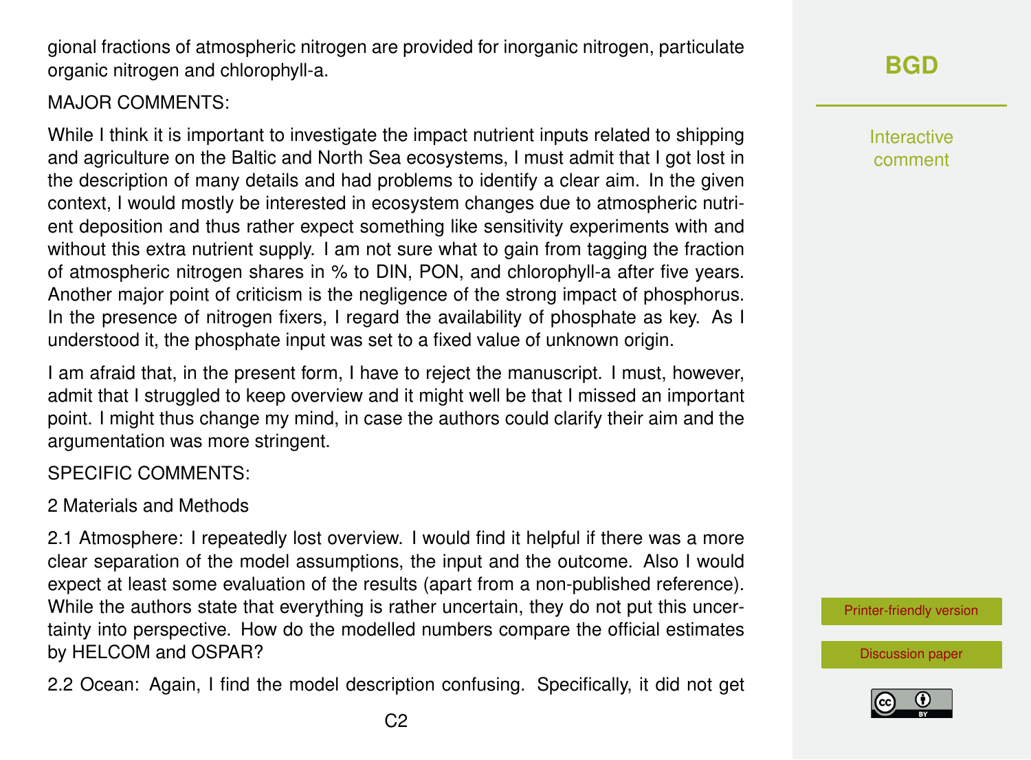gional fractions of atmospheric nitrogen are provided for inorganic nitrogen, particulate organic nitrogen and chlorophyll-a.

MAJOR COMMENTS:

While I think it is important to investigate the impact nutrient inputs related to shipping and agriculture on the Baltic and North Sea ecosystems, I must admit that I got lost in the description of many details and had problems to identify a clear aim. In the given context, I would mostly be interested in ecosystem changes due to atmospheric nutrient deposition and thus rather expect something like sensitivity experiments with and without this extra nutrient supply. I am not sure what to gain from tagging the fraction of atmospheric nitrogen shares in % to DIN, PON, and chlorophyll-a after five years. Another major point of criticism is the negligence of the strong impact of phosphorus. In the presence of nitrogen fixers, I regard the availability of phosphate as key. As I understood it, the phosphate input was set to a fixed value of unknown origin.

I am afraid that, in the present form, I have to reject the manuscript. I must, however, admit that I struggled to keep overview and it might well be that I missed an important point. I might thus change my mind, in case the authors could clarify their aim and the argumentation was more stringent.

SPECIFIC COMMENTS:

2 Materials and Methods

2.1 Atmosphere: I repeatedly lost overview. I would find it helpful if there was a more clear separation of the model assumptions, the input and the outcome. Also I would expect at least some evaluation of the results (apart from a non-published reference). While the authors state that everything is rather uncertain, they do not put this uncertainty into perspective. How do the modelled numbers compare the official estimates by HELCOM and OSPAR?

2.2 Ocean: Again, I find the model description confusing. Specifically, it did not get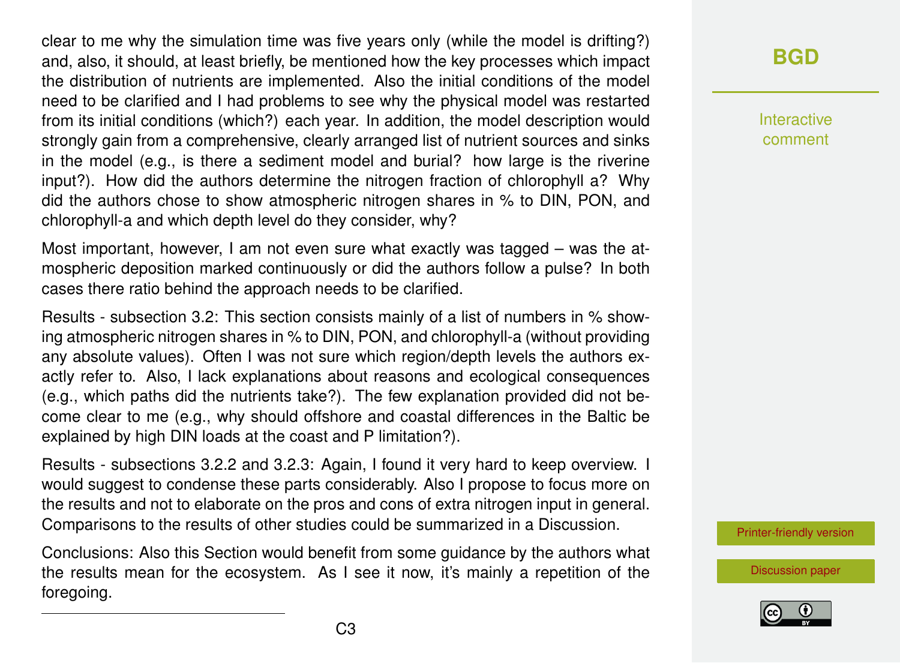clear to me why the simulation time was five years only (while the model is drifting?) and, also, it should, at least briefly, be mentioned how the key processes which impact the distribution of nutrients are implemented. Also the initial conditions of the model need to be clarified and I had problems to see why the physical model was restarted from its initial conditions (which?) each year. In addition, the model description would strongly gain from a comprehensive, clearly arranged list of nutrient sources and sinks in the model (e.g., is there a sediment model and burial? how large is the riverine input?). How did the authors determine the nitrogen fraction of chlorophyll a? Why did the authors chose to show atmospheric nitrogen shares in % to DIN, PON, and chlorophyll-a and which depth level do they consider, why?

Most important, however, I am not even sure what exactly was tagged – was the atmospheric deposition marked continuously or did the authors follow a pulse? In both cases there ratio behind the approach needs to be clarified.

Results - subsection 3.2: This section consists mainly of a list of numbers in % showing atmospheric nitrogen shares in % to DIN, PON, and chlorophyll-a (without providing any absolute values). Often I was not sure which region/depth levels the authors exactly refer to. Also, I lack explanations about reasons and ecological consequences (e.g., which paths did the nutrients take?). The few explanation provided did not become clear to me (e.g., why should offshore and coastal differences in the Baltic be explained by high DIN loads at the coast and P limitation?).

Results - subsections 3.2.2 and 3.2.3: Again, I found it very hard to keep overview. I would suggest to condense these parts considerably. Also I propose to focus more on the results and not to elaborate on the pros and cons of extra nitrogen input in general. Comparisons to the results of other studies could be summarized in a Discussion.

Conclusions: Also this Section would benefit from some guidance by the authors what the results mean for the ecosystem. As I see it now, it's mainly a repetition of the foregoing.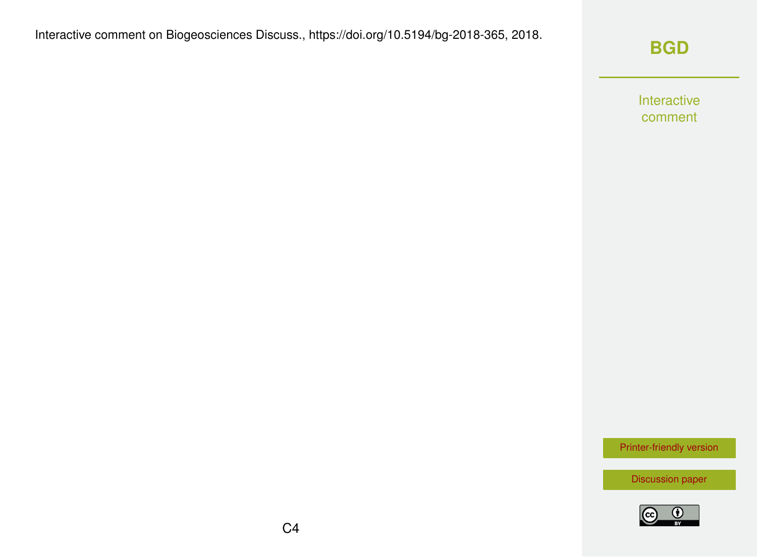Interactive comment on Biogeosciences Discuss., https://doi.org/10.5194/bg-2018-365, 2018.